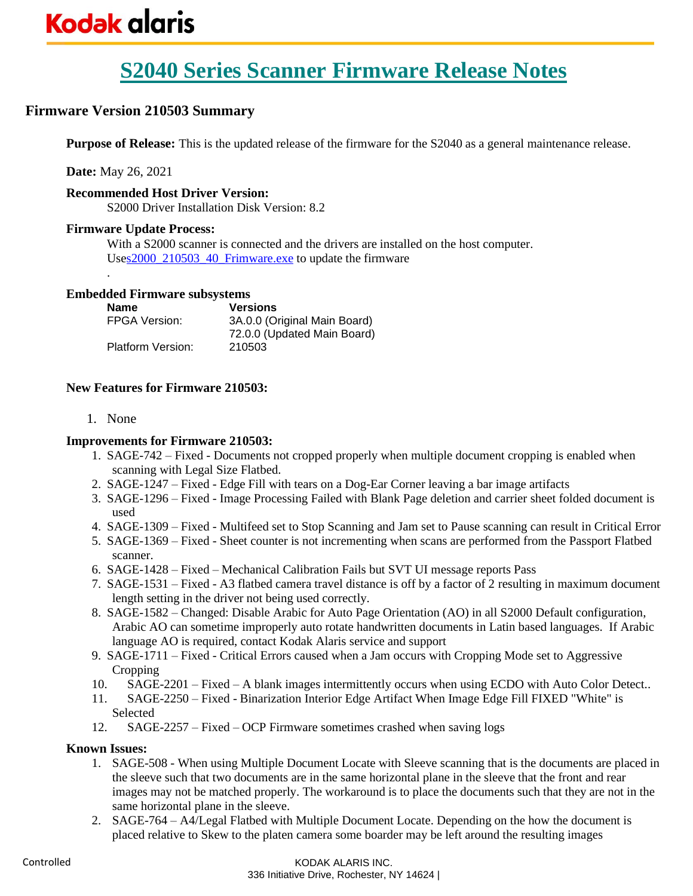Kodak alaris

# S2040 Series Scanner Firmware Release Notes

## Firmware Version 210503 Summary

**Purpose of Release:** This is the updated release of the firmware for the S2040 as a general maintenance release.

**Date:** May 26, 2021

**Recommended Host Driver Version:**
S2000 Driver Installation Disk Version: 8.2

**Firmware Update Process:**
With a S2000 scanner is connected and the drivers are installed on the host computer.
Uses2000_210503_40_Frimware.exe to update the firmware
.

**Embedded Firmware subsystems**

| Name | Versions |
|---|---|
| FPGA Version: | 3A.0.0 (Original Main Board) |
| | 72.0.0 (Updated Main Board) |
| Platform Version: | 210503 |

**New Features for Firmware 210503:**

1. None

**Improvements for Firmware 210503:**

1. SAGE-742 – Fixed - Documents not cropped properly when multiple document cropping is enabled when scanning with Legal Size Flatbed.
2. SAGE-1247 – Fixed - Edge Fill with tears on a Dog-Ear Corner leaving a bar image artifacts
3. SAGE-1296 – Fixed - Image Processing Failed with Blank Page deletion and carrier sheet folded document is used
4. SAGE-1309 – Fixed - Multifeed set to Stop Scanning and Jam set to Pause scanning can result in Critical Error
5. SAGE-1369 – Fixed - Sheet counter is not incrementing when scans are performed from the Passport Flatbed scanner.
6. SAGE-1428 – Fixed – Mechanical Calibration Fails but SVT UI message reports Pass
7. SAGE-1531 – Fixed - A3 flatbed camera travel distance is off by a factor of 2 resulting in maximum document length setting in the driver not being used correctly.
8. SAGE-1582 – Changed: Disable Arabic for Auto Page Orientation (AO) in all S2000 Default configuration, Arabic AO can sometime improperly auto rotate handwritten documents in Latin based languages. If Arabic language AO is required, contact Kodak Alaris service and support
9. SAGE-1711 – Fixed - Critical Errors caused when a Jam occurs with Cropping Mode set to Aggressive Cropping
10. SAGE-2201 – Fixed – A blank images intermittently occurs when using ECDO with Auto Color Detect..
11. SAGE-2250 – Fixed - Binarization Interior Edge Artifact When Image Edge Fill FIXED "White" is Selected
12. SAGE-2257 – Fixed – OCP Firmware sometimes crashed when saving logs

**Known Issues:**

1. SAGE-508 - When using Multiple Document Locate with Sleeve scanning that is the documents are placed in the sleeve such that two documents are in the same horizontal plane in the sleeve that the front and rear images may not be matched properly. The workaround is to place the documents such that they are not in the same horizontal plane in the sleeve.
2. SAGE-764 – A4/Legal Flatbed with Multiple Document Locate. Depending on the how the document is placed relative to Skew to the platen camera some boarder may be left around the resulting images

Controlled

KODAK ALARIS INC.
336 Initiative Drive, Rochester, NY 14624 |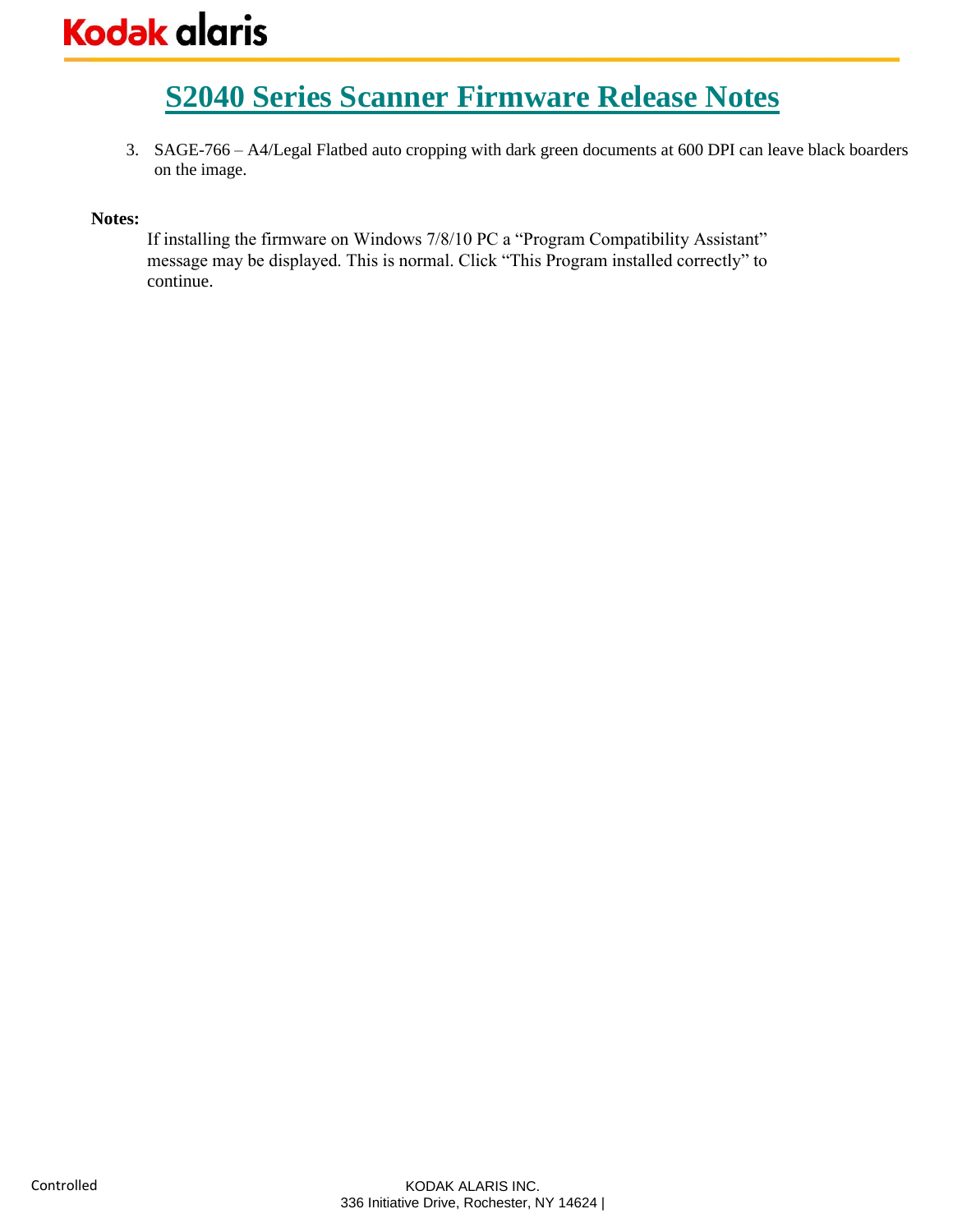3. SAGE-766 – A4/Legal Flatbed auto cropping with dark green documents at 600 DPI can leave black boarders on the image.

**Notes:**

If installing the firmware on Windows 7/8/10 PC a “Program Compatibility Assistant” message may be displayed. This is normal. Click “This Program installed correctly” to continue.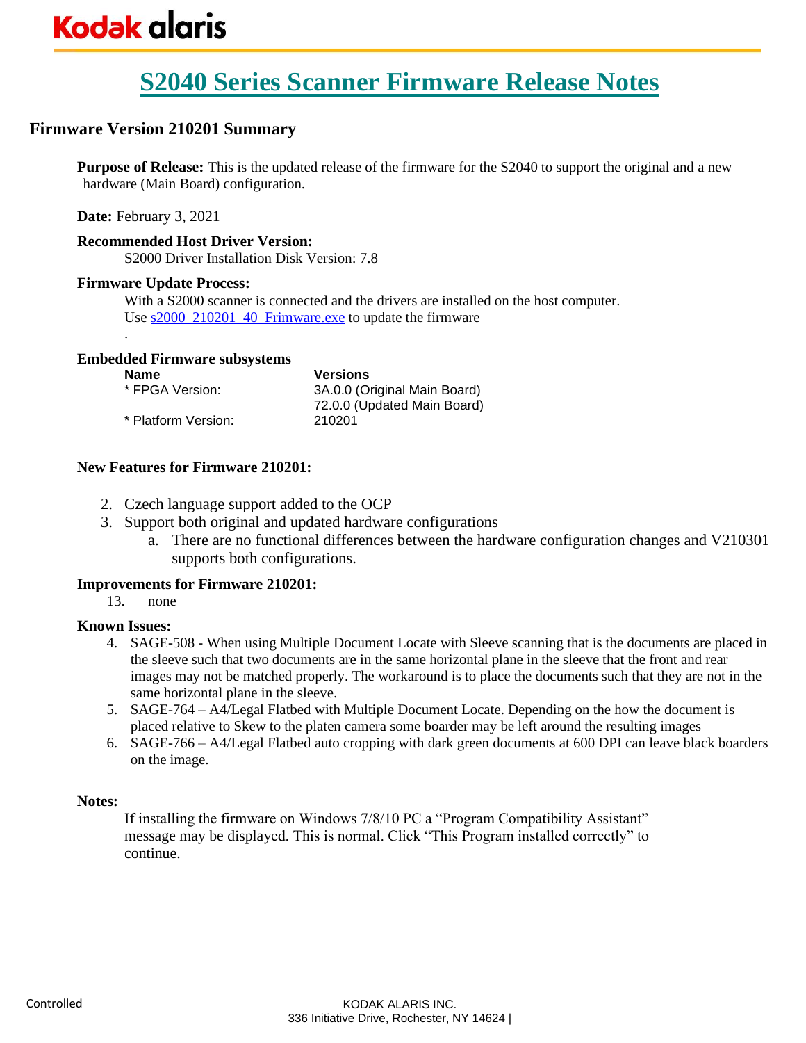# S2040 Series Scanner Firmware Release Notes

## Firmware Version 210201 Summary

**Purpose of Release:** This is the updated release of the firmware for the S2040 to support the original and a new hardware (Main Board) configuration.

**Date:** February 3, 2021

**Recommended Host Driver Version:**

S2000 Driver Installation Disk Version: 7.8

**Firmware Update Process:**

With a S2000 scanner is connected and the drivers are installed on the host computer.
Use s2000_210201_40_Frimware.exe to update the firmware

.

**Embedded Firmware subsystems**

| Name | Versions |
|---|---|
| * FPGA Version: | 3A.0.0 (Original Main Board)<br>72.0.0 (Updated Main Board) |
| * Platform Version: | 210201 |

**New Features for Firmware 210201:**

2. Czech language support added to the OCP
3. Support both original and updated hardware configurations
   a. There are no functional differences between the hardware configuration changes and V210301 supports both configurations.

**Improvements for Firmware 210201:**

13. none

**Known Issues:**

4. SAGE-508 - When using Multiple Document Locate with Sleeve scanning that is the documents are placed in the sleeve such that two documents are in the same horizontal plane in the sleeve that the front and rear images may not be matched properly. The workaround is to place the documents such that they are not in the same horizontal plane in the sleeve.
5. SAGE-764 – A4/Legal Flatbed with Multiple Document Locate. Depending on the how the document is placed relative to Skew to the platen camera some boarder may be left around the resulting images
6. SAGE-766 – A4/Legal Flatbed auto cropping with dark green documents at 600 DPI can leave black boarders on the image.

**Notes:**

If installing the firmware on Windows 7/8/10 PC a "Program Compatibility Assistant" message may be displayed. This is normal. Click "This Program installed correctly" to continue.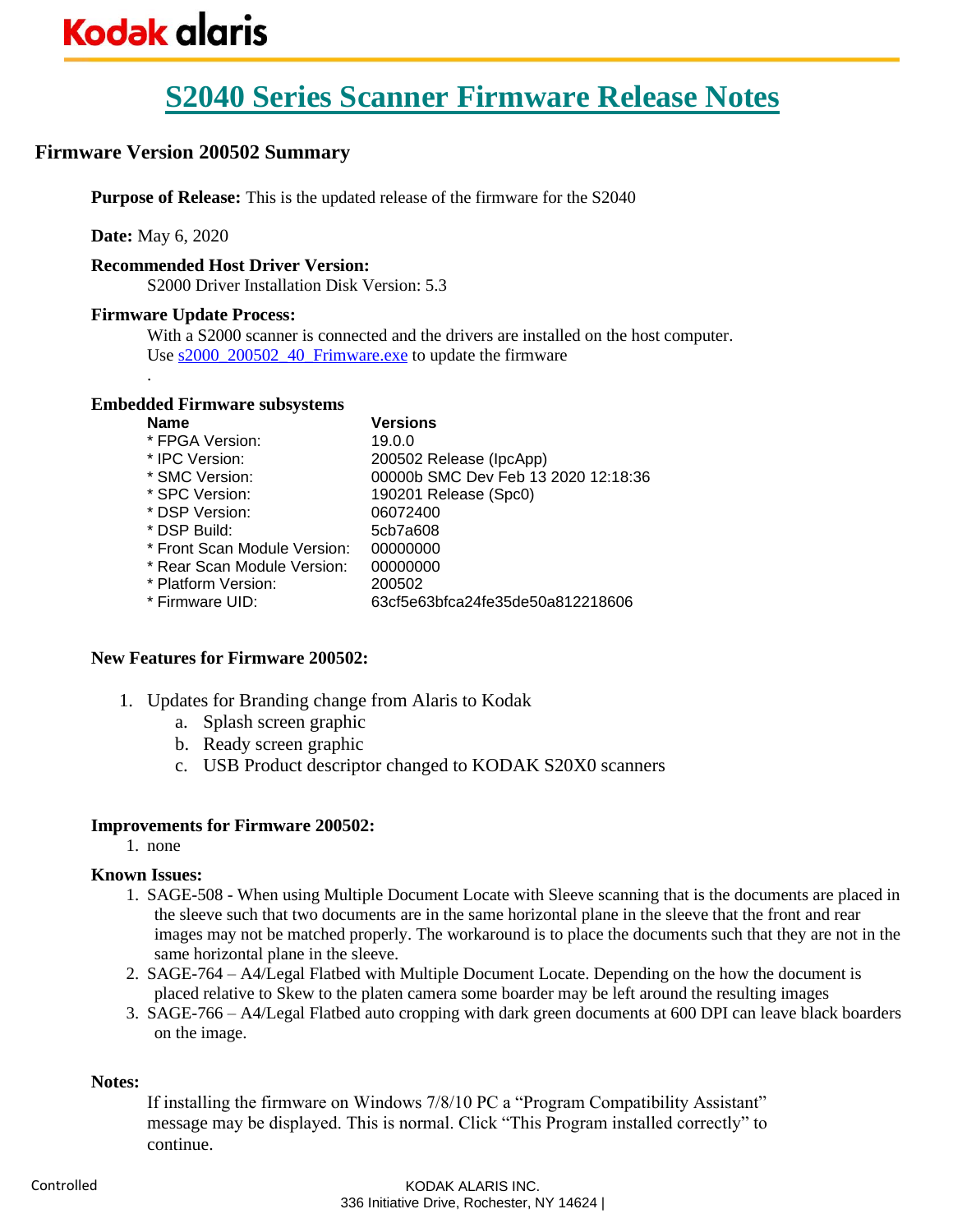# S2040 Series Scanner Firmware Release Notes

## Firmware Version 200502 Summary

**Purpose of Release:** This is the updated release of the firmware for the S2040

**Date:** May 6, 2020

**Recommended Host Driver Version:**

S2000 Driver Installation Disk Version: 5.3

**Firmware Update Process:**

With a S2000 scanner is connected and the drivers are installed on the host computer. Use s2000_200502_40_Frimware.exe to update the firmware

.

**Embedded Firmware subsystems**

| Name | Versions |
|---|---|
| * FPGA Version: | 19.0.0 |
| * IPC Version: | 200502 Release (IpcApp) |
| * SMC Version: | 00000b SMC Dev Feb 13 2020 12:18:36 |
| * SPC Version: | 190201 Release (Spc0) |
| * DSP Version: | 06072400 |
| * DSP Build: | 5cb7a608 |
| * Front Scan Module Version: | 00000000 |
| * Rear Scan Module Version: | 00000000 |
| * Platform Version: | 200502 |
| * Firmware UID: | 63cf5e63bfca24fe35de50a812218606 |

**New Features for Firmware 200502:**

1. Updates for Branding change from Alaris to Kodak
   a. Splash screen graphic
   b. Ready screen graphic
   c. USB Product descriptor changed to KODAK S20X0 scanners

**Improvements for Firmware 200502:**

1. none

**Known Issues:**

1. SAGE-508 - When using Multiple Document Locate with Sleeve scanning that is the documents are placed in the sleeve such that two documents are in the same horizontal plane in the sleeve that the front and rear images may not be matched properly. The workaround is to place the documents such that they are not in the same horizontal plane in the sleeve.
2. SAGE-764 – A4/Legal Flatbed with Multiple Document Locate. Depending on the how the document is placed relative to Skew to the platen camera some boarder may be left around the resulting images
3. SAGE-766 – A4/Legal Flatbed auto cropping with dark green documents at 600 DPI can leave black boarders on the image.

**Notes:**

If installing the firmware on Windows 7/8/10 PC a "Program Compatibility Assistant" message may be displayed. This is normal. Click "This Program installed correctly" to continue.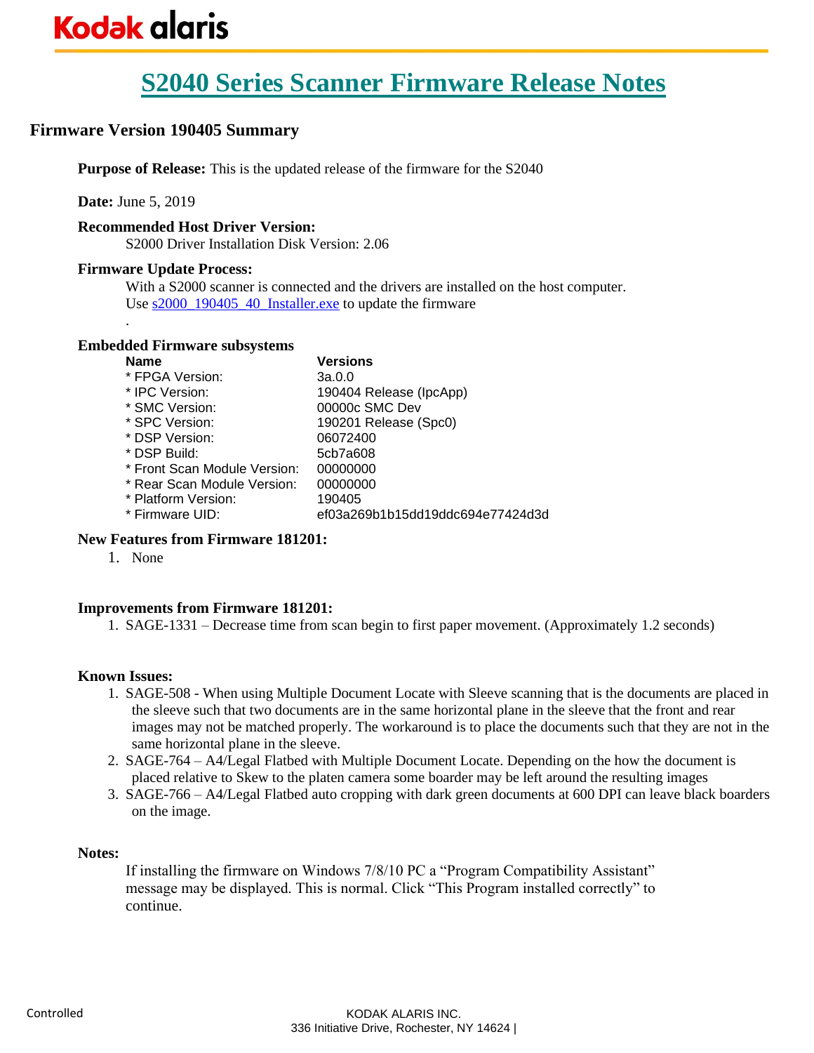# S2040 Series Scanner Firmware Release Notes

## Firmware Version 190405 Summary

**Purpose of Release:** This is the updated release of the firmware for the S2040

**Date:** June 5, 2019

**Recommended Host Driver Version:**

S2000 Driver Installation Disk Version: 2.06

**Firmware Update Process:**

With a S2000 scanner is connected and the drivers are installed on the host computer.
Use s2000_190405_40_Installer.exe to update the firmware

.

**Embedded Firmware subsystems**

| Name | Versions |
|---|---|
| * FPGA Version: | 3a.0.0 |
| * IPC Version: | 190404 Release (IpcApp) |
| * SMC Version: | 00000c SMC Dev |
| * SPC Version: | 190201 Release (Spc0) |
| * DSP Version: | 06072400 |
| * DSP Build: | 5cb7a608 |
| * Front Scan Module Version: | 00000000 |
| * Rear Scan Module Version: | 00000000 |
| * Platform Version: | 190405 |
| * Firmware UID: | ef03a269b1b15dd19ddc694e77424d3d |

**New Features from Firmware 181201:**

1. None

**Improvements from Firmware 181201:**

1. SAGE-1331 – Decrease time from scan begin to first paper movement. (Approximately 1.2 seconds)

**Known Issues:**

1. SAGE-508 - When using Multiple Document Locate with Sleeve scanning that is the documents are placed in the sleeve such that two documents are in the same horizontal plane in the sleeve that the front and rear images may not be matched properly. The workaround is to place the documents such that they are not in the same horizontal plane in the sleeve.
2. SAGE-764 – A4/Legal Flatbed with Multiple Document Locate. Depending on the how the document is placed relative to Skew to the platen camera some boarder may be left around the resulting images
3. SAGE-766 – A4/Legal Flatbed auto cropping with dark green documents at 600 DPI can leave black boarders on the image.

**Notes:**

If installing the firmware on Windows 7/8/10 PC a "Program Compatibility Assistant" message may be displayed. This is normal. Click "This Program installed correctly" to continue.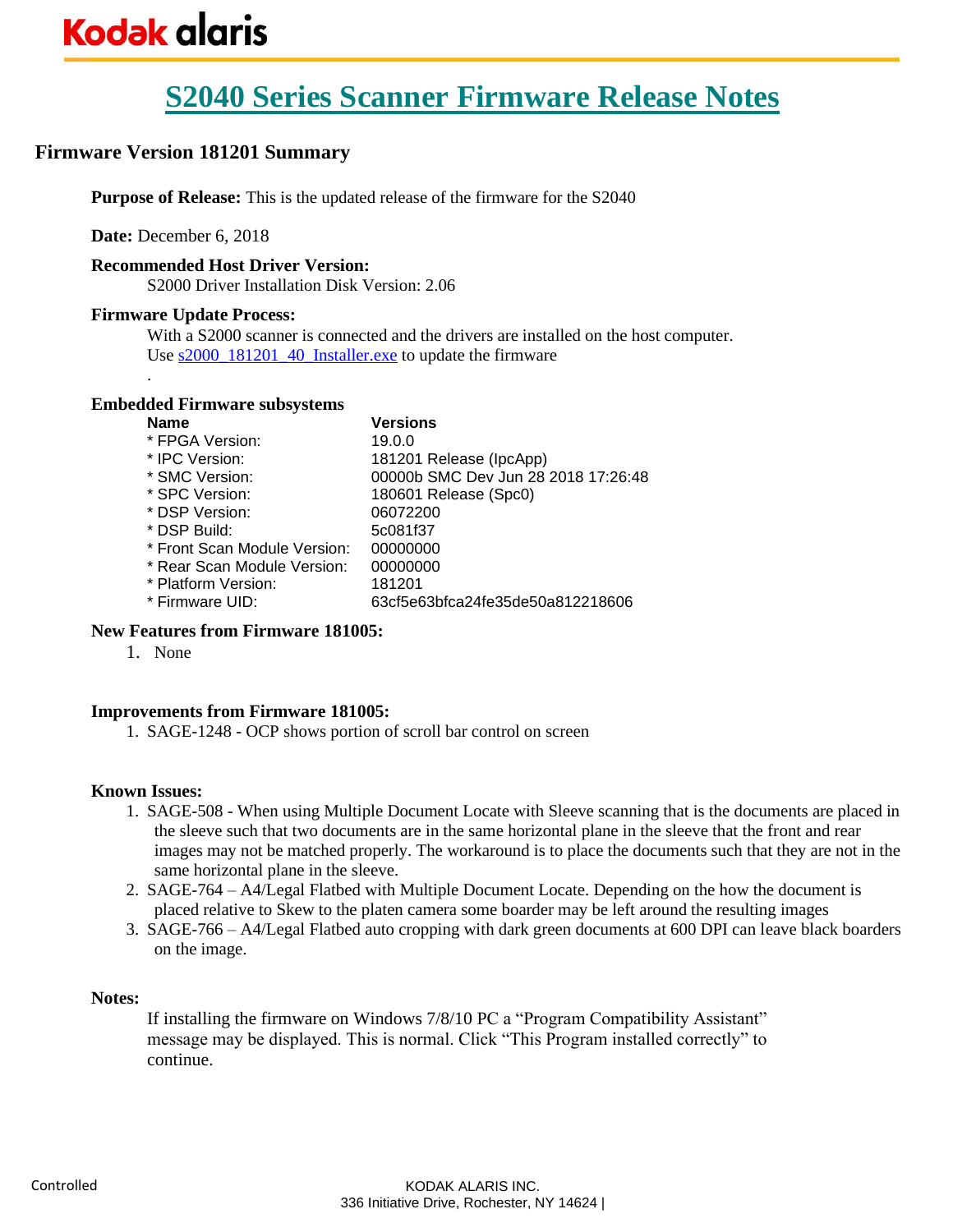# S2040 Series Scanner Firmware Release Notes

## Firmware Version 181201 Summary

**Purpose of Release:** This is the updated release of the firmware for the S2040

**Date:** December 6, 2018

**Recommended Host Driver Version:**

S2000 Driver Installation Disk Version: 2.06

**Firmware Update Process:**

With a S2000 scanner is connected and the drivers are installed on the host computer.
Use s2000_181201_40_Installer.exe to update the firmware

.

**Embedded Firmware subsystems**

| Name | Versions |
|---|---|
| * FPGA Version: | 19.0.0 |
| * IPC Version: | 181201 Release (IpcApp) |
| * SMC Version: | 00000b SMC Dev Jun 28 2018 17:26:48 |
| * SPC Version: | 180601 Release (Spc0) |
| * DSP Version: | 06072200 |
| * DSP Build: | 5c081f37 |
| * Front Scan Module Version: | 00000000 |
| * Rear Scan Module Version: | 00000000 |
| * Platform Version: | 181201 |
| * Firmware UID: | 63cf5e63bfca24fe35de50a812218606 |

**New Features from Firmware 181005:**

1. None

**Improvements from Firmware 181005:**

1. SAGE-1248 - OCP shows portion of scroll bar control on screen

**Known Issues:**

1. SAGE-508 - When using Multiple Document Locate with Sleeve scanning that is the documents are placed in the sleeve such that two documents are in the same horizontal plane in the sleeve that the front and rear images may not be matched properly. The workaround is to place the documents such that they are not in the same horizontal plane in the sleeve.
2. SAGE-764 – A4/Legal Flatbed with Multiple Document Locate. Depending on the how the document is placed relative to Skew to the platen camera some boarder may be left around the resulting images
3. SAGE-766 – A4/Legal Flatbed auto cropping with dark green documents at 600 DPI can leave black boarders on the image.

**Notes:**

If installing the firmware on Windows 7/8/10 PC a "Program Compatibility Assistant" message may be displayed. This is normal. Click "This Program installed correctly" to continue.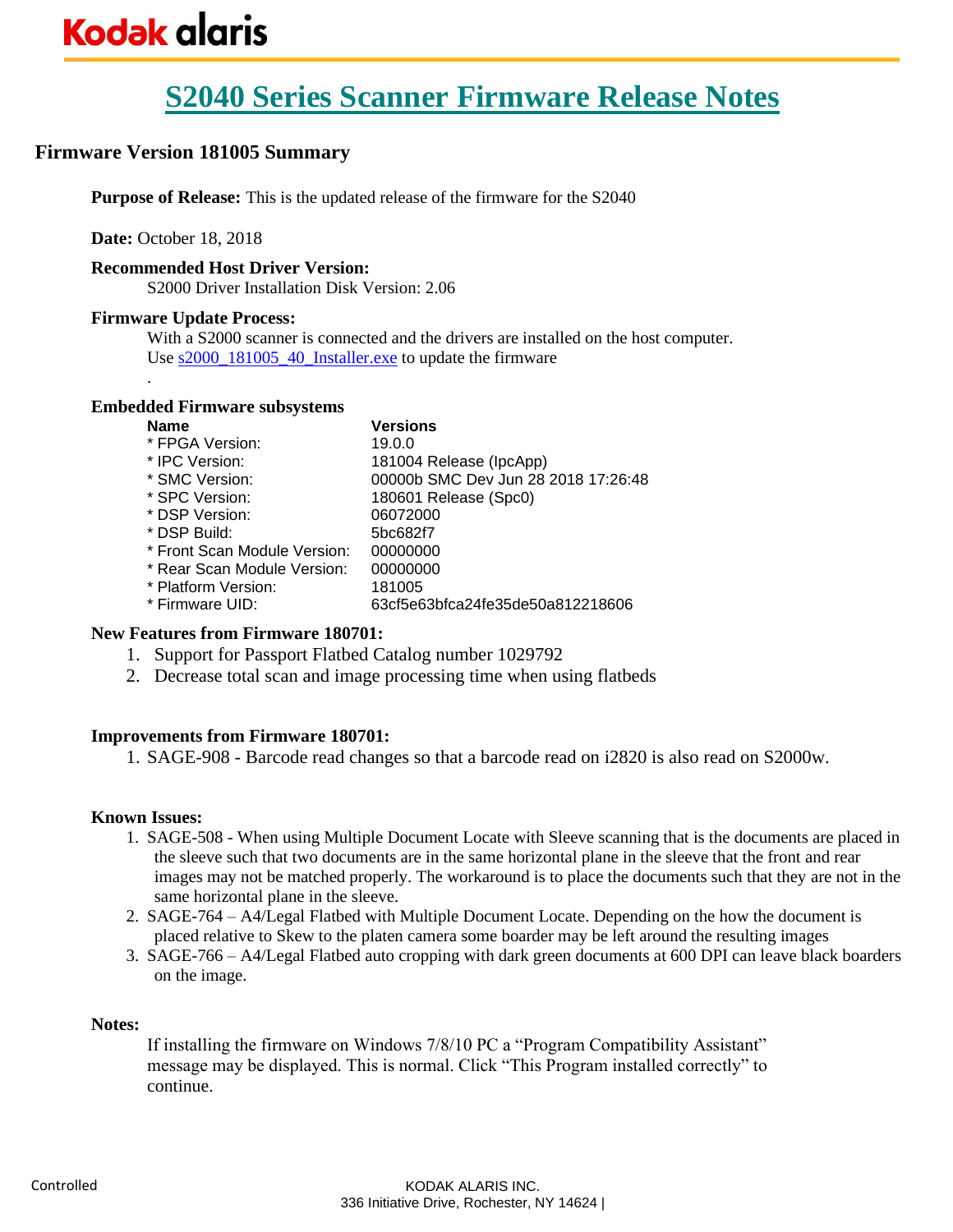# S2040 Series Scanner Firmware Release Notes

## Firmware Version 181005 Summary

**Purpose of Release:** This is the updated release of the firmware for the S2040

**Date:** October 18, 2018

**Recommended Host Driver Version:**

S2000 Driver Installation Disk Version: 2.06

**Firmware Update Process:**

With a S2000 scanner is connected and the drivers are installed on the host computer.
Use s2000_181005_40_Installer.exe to update the firmware

.

**Embedded Firmware subsystems**

| Name | Versions |
|---|---|
| * FPGA Version: | 19.0.0 |
| * IPC Version: | 181004 Release (IpcApp) |
| * SMC Version: | 00000b SMC Dev Jun 28 2018 17:26:48 |
| * SPC Version: | 180601 Release (Spc0) |
| * DSP Version: | 06072000 |
| * DSP Build: | 5bc682f7 |
| * Front Scan Module Version: | 00000000 |
| * Rear Scan Module Version: | 00000000 |
| * Platform Version: | 181005 |
| * Firmware UID: | 63cf5e63bfca24fe35de50a812218606 |

**New Features from Firmware 180701:**

1. Support for Passport Flatbed Catalog number 1029792
2. Decrease total scan and image processing time when using flatbeds

**Improvements from Firmware 180701:**

1. SAGE-908 - Barcode read changes so that a barcode read on i2820 is also read on S2000w.

**Known Issues:**

1. SAGE-508 - When using Multiple Document Locate with Sleeve scanning that is the documents are placed in the sleeve such that two documents are in the same horizontal plane in the sleeve that the front and rear images may not be matched properly. The workaround is to place the documents such that they are not in the same horizontal plane in the sleeve.
2. SAGE-764 – A4/Legal Flatbed with Multiple Document Locate. Depending on the how the document is placed relative to Skew to the platen camera some boarder may be left around the resulting images
3. SAGE-766 – A4/Legal Flatbed auto cropping with dark green documents at 600 DPI can leave black boarders on the image.

**Notes:**

If installing the firmware on Windows 7/8/10 PC a "Program Compatibility Assistant" message may be displayed. This is normal. Click "This Program installed correctly" to continue.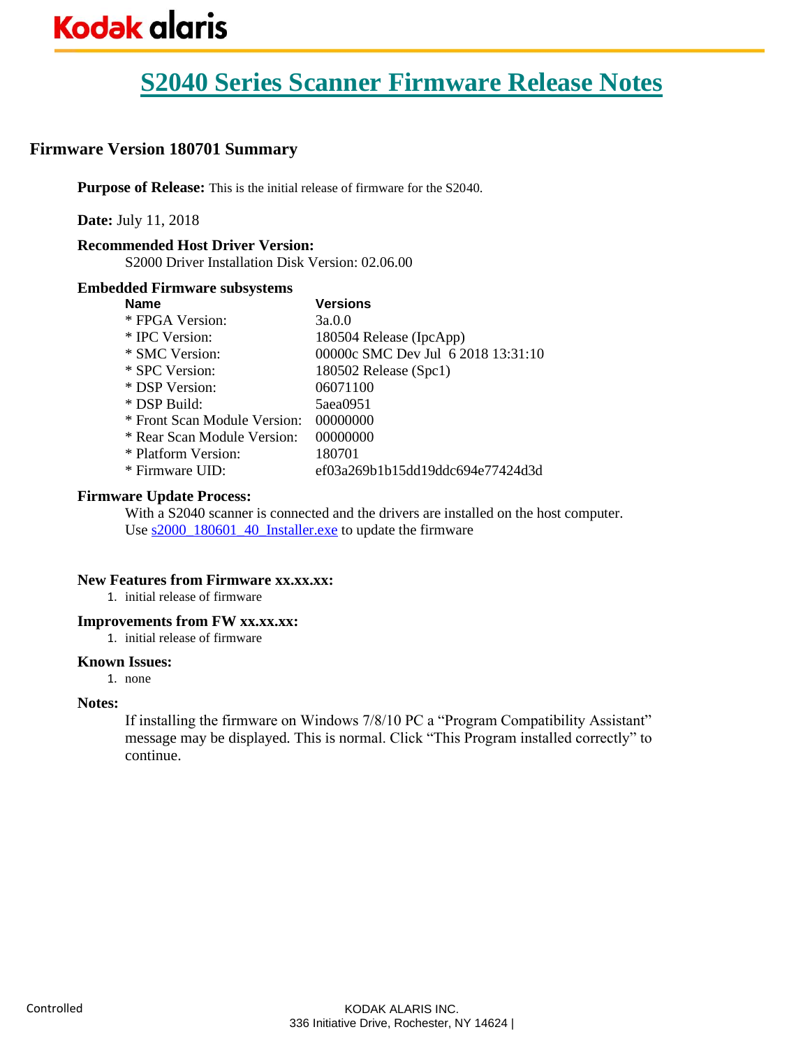# S2040 Series Scanner Firmware Release Notes

## Firmware Version 180701 Summary

**Purpose of Release:** This is the initial release of firmware for the S2040.

**Date:** July 11, 2018

**Recommended Host Driver Version:**

S2000 Driver Installation Disk Version: 02.06.00

**Embedded Firmware subsystems**

| Name | Versions |
|---|---|
| * FPGA Version: | 3a.0.0 |
| * IPC Version: | 180504 Release (IpcApp) |
| * SMC Version: | 00000c SMC Dev Jul 6 2018 13:31:10 |
| * SPC Version: | 180502 Release (Spc1) |
| * DSP Version: | 06071100 |
| * DSP Build: | 5aea0951 |
| * Front Scan Module Version: | 00000000 |
| * Rear Scan Module Version: | 00000000 |
| * Platform Version: | 180701 |
| * Firmware UID: | ef03a269b1b15dd19ddc694e77424d3d |

**Firmware Update Process:**

With a S2040 scanner is connected and the drivers are installed on the host computer. Use s2000_180601_40_Installer.exe to update the firmware

**New Features from Firmware xx.xx.xx:**

1. initial release of firmware

**Improvements from FW xx.xx.xx:**

1. initial release of firmware

**Known Issues:**

1. none

**Notes:**

If installing the firmware on Windows 7/8/10 PC a “Program Compatibility Assistant” message may be displayed. This is normal. Click “This Program installed correctly” to continue.